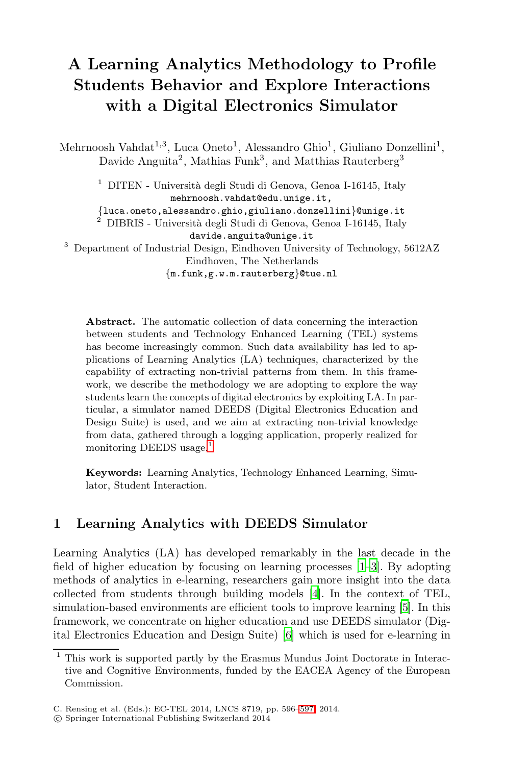# A Learning Analytics Methodology to Profile Students Behavior and Explore Interactions with a Digital Electronics Simulator

Mehrnoosh Vahdat[1,3], Luca Oneto[1], Alessandro Ghio[1], Giuliano Donzellini[1], Davide Anguita[2], Mathias Funk[3], and Matthias Rauterberg[3]

[1] DITEN - Università degli Studi di Genova, Genoa I-16145, Italy
mehrnoosh.vahdat@edu.unige.it,
{luca.oneto,alessandro.ghio,giuliano.donzellini}@unige.it

[2] DIBRIS - Università degli Studi di Genova, Genoa I-16145, Italy
davide.anguita@unige.it

[3] Department of Industrial Design, Eindhoven University of Technology, 5612AZ Eindhoven, The Netherlands
{m.funk,g.w.m.rauterberg}@tue.nl

**Abstract.** The automatic collection of data concerning the interaction between students and Technology Enhanced Learning (TEL) systems has become increasingly common. Such data availability has led to applications of Learning Analytics (LA) techniques, characterized by the capability of extracting non-trivial patterns from them. In this framework, we describe the methodology we are adopting to explore the way students learn the concepts of digital electronics by exploiting LA. In particular, a simulator named DEEDS (Digital Electronics Education and Design Suite) is used, and we aim at extracting non-trivial knowledge from data, gathered through a logging application, properly realized for monitoring DEEDS usage.[1]

**Keywords:** Learning Analytics, Technology Enhanced Learning, Simulator, Student Interaction.

## 1 Learning Analytics with DEEDS Simulator

Learning Analytics (LA) has developed remarkably in the last decade in the field of higher education by focusing on learning processes [1–3]. By adopting methods of analytics in e-learning, researchers gain more insight into the data collected from students through building models [4]. In the context of TEL, simulation-based environments are efficient tools to improve learning [5]. In this framework, we concentrate on higher education and use DEEDS simulator (Digital Electronics Education and Design Suite) [6] which is used for e-learning in

[1] This work is supported partly by the Erasmus Mundus Joint Doctorate in Interactive and Cognitive Environments, funded by the EACEA Agency of the European Commission.

C. Rensing et al. (Eds.): EC-TEL 2014, LNCS 8719, pp. 596–597, 2014.
© Springer International Publishing Switzerland 2014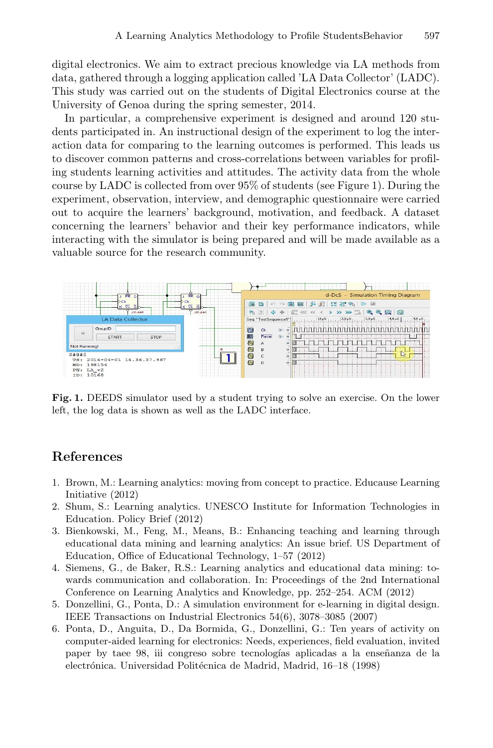digital electronics. We aim to extract precious knowledge via LA methods from data, gathered through a logging application called 'LA Data Collector' (LADC). This study was carried out on the students of Digital Electronics course at the University of Genoa during the spring semester, 2014.

In particular, a comprehensive experiment is designed and around 120 students participated in. An instructional design of the experiment to log the interaction data for comparing to the learning outcomes is performed. This leads us to discover common patterns and cross-correlations between variables for profiling students learning activities and attitudes. The activity data from the whole course by LADC is collected from over 95% of students (see Figure 1). During the experiment, observation, interview, and demographic questionnaire were carried out to acquire the learners' background, motivation, and feedback. A dataset concerning the learners' behavior and their key performance indicators, while interacting with the simulator is being prepared and will be made available as a valuable source for the research community.

**Fig. 1.** DEEDS simulator used by a student trying to solve an exercise. On the lower left, the log data is shown as well as the LADC interface.

## References

1. Brown, M.: Learning analytics: moving from concept to practice. Educause Learning Initiative (2012)
2. Shum, S.: Learning analytics. UNESCO Institute for Information Technologies in Education. Policy Brief (2012)
3. Bienkowski, M., Feng, M., Means, B.: Enhancing teaching and learning through educational data mining and learning analytics: An issue brief. US Department of Education, Office of Educational Technology, 1–57 (2012)
4. Siemens, G., de Baker, R.S.: Learning analytics and educational data mining: towards communication and collaboration. In: Proceedings of the 2nd International Conference on Learning Analytics and Knowledge, pp. 252–254. ACM (2012)
5. Donzellini, G., Ponta, D.: A simulation environment for e-learning in digital design. IEEE Transactions on Industrial Electronics 54(6), 3078–3085 (2007)
6. Ponta, D., Anguita, D., Da Bormida, G., Donzellini, G.: Ten years of activity on computer-aided learning for electronics: Needs, experiences, field evaluation, invited paper by taee 98, iii congreso sobre tecnologías aplicadas a la enseñanza de la electrónica. Universidad Politécnica de Madrid, Madrid, 16–18 (1998)